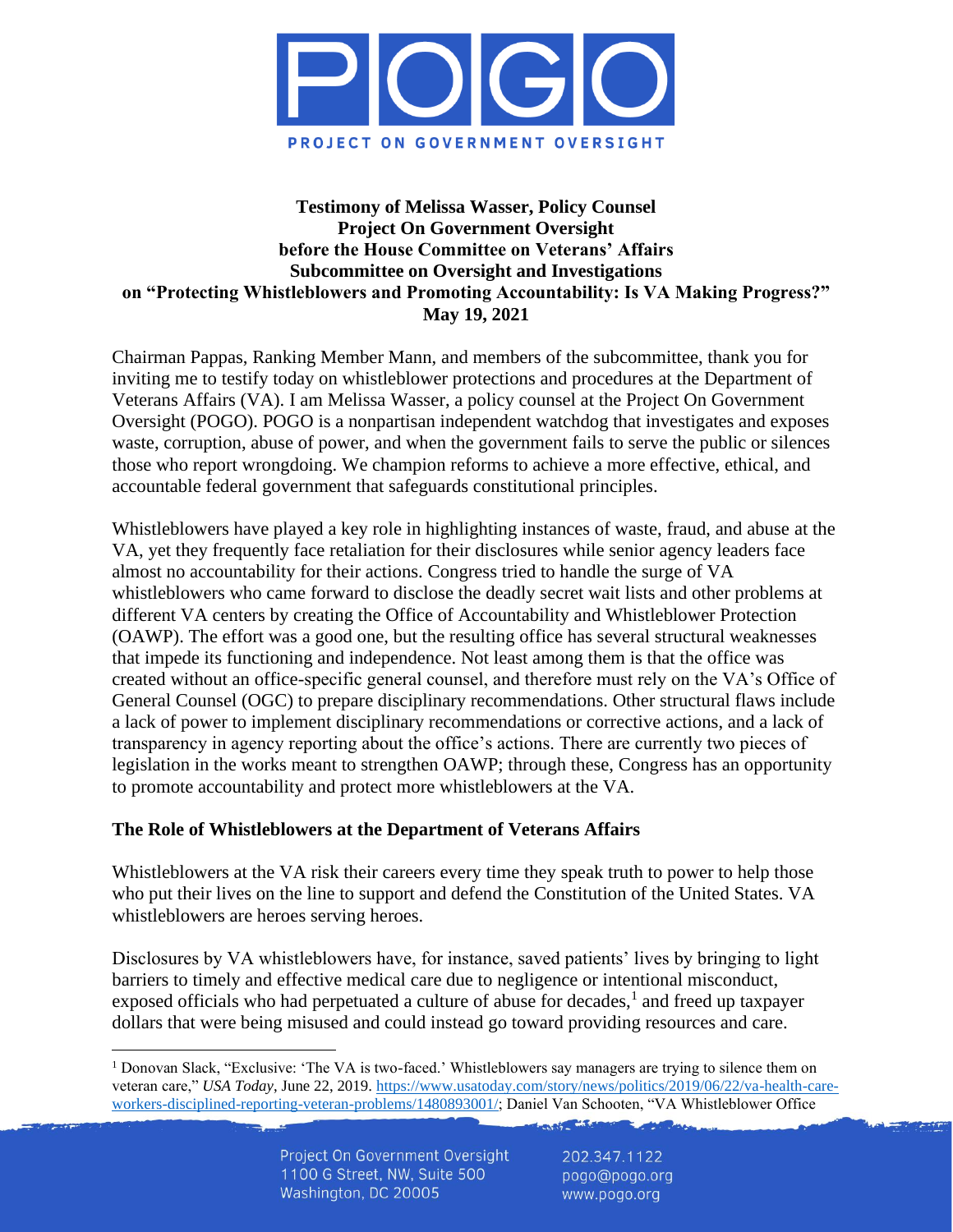**Testimony of Melissa Wasser, Policy Counsel**
**Project On Government Oversight**
**before the House Committee on Veterans' Affairs**
**Subcommittee on Oversight and Investigations**
**on "Protecting Whistleblowers and Promoting Accountability: Is VA Making Progress?"**
**May 19, 2021**

Chairman Pappas, Ranking Member Mann, and members of the subcommittee, thank you for inviting me to testify today on whistleblower protections and procedures at the Department of Veterans Affairs (VA). I am Melissa Wasser, a policy counsel at the Project On Government Oversight (POGO). POGO is a nonpartisan independent watchdog that investigates and exposes waste, corruption, abuse of power, and when the government fails to serve the public or silences those who report wrongdoing. We champion reforms to achieve a more effective, ethical, and accountable federal government that safeguards constitutional principles.

Whistleblowers have played a key role in highlighting instances of waste, fraud, and abuse at the VA, yet they frequently face retaliation for their disclosures while senior agency leaders face almost no accountability for their actions. Congress tried to handle the surge of VA whistleblowers who came forward to disclose the deadly secret wait lists and other problems at different VA centers by creating the Office of Accountability and Whistleblower Protection (OAWP). The effort was a good one, but the resulting office has several structural weaknesses that impede its functioning and independence. Not least among them is that the office was created without an office-specific general counsel, and therefore must rely on the VA's Office of General Counsel (OGC) to prepare disciplinary recommendations. Other structural flaws include a lack of power to implement disciplinary recommendations or corrective actions, and a lack of transparency in agency reporting about the office's actions. There are currently two pieces of legislation in the works meant to strengthen OAWP; through these, Congress has an opportunity to promote accountability and protect more whistleblowers at the VA.

## The Role of Whistleblowers at the Department of Veterans Affairs

Whistleblowers at the VA risk their careers every time they speak truth to power to help those who put their lives on the line to support and defend the Constitution of the United States. VA whistleblowers are heroes serving heroes.

Disclosures by VA whistleblowers have, for instance, saved patients' lives by bringing to light barriers to timely and effective medical care due to negligence or intentional misconduct, exposed officials who had perpetuated a culture of abuse for decades,[1] and freed up taxpayer dollars that were being misused and could instead go toward providing resources and care.

[1] Donovan Slack, "Exclusive: 'The VA is two-faced.' Whistleblowers say managers are trying to silence them on veteran care," *USA Today*, June 22, 2019. https://www.usatoday.com/story/news/politics/2019/06/22/va-health-care-workers-disciplined-reporting-veteran-problems/1480893001/; Daniel Van Schooten, "VA Whistleblower Office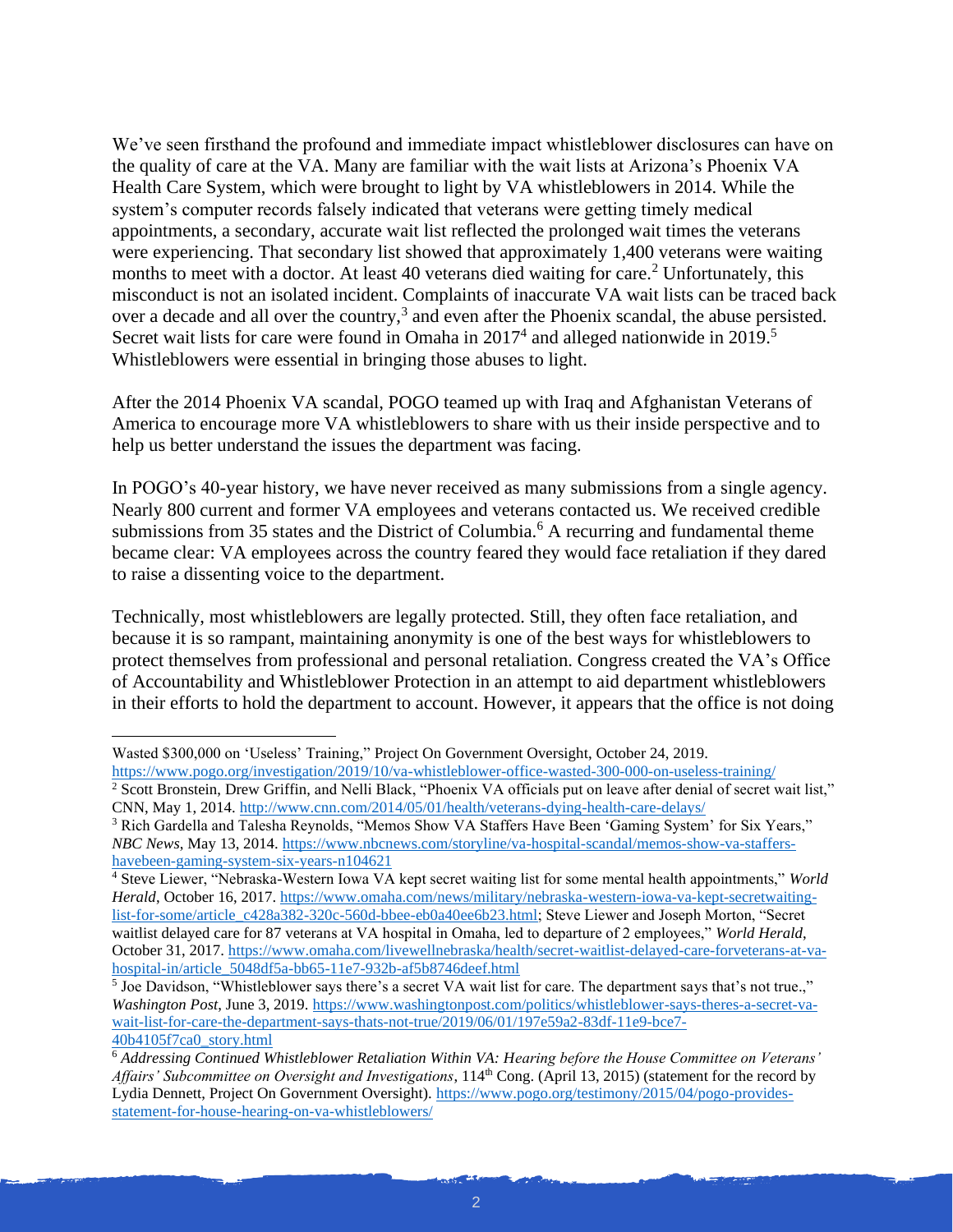We've seen firsthand the profound and immediate impact whistleblower disclosures can have on the quality of care at the VA. Many are familiar with the wait lists at Arizona's Phoenix VA Health Care System, which were brought to light by VA whistleblowers in 2014. While the system's computer records falsely indicated that veterans were getting timely medical appointments, a secondary, accurate wait list reflected the prolonged wait times the veterans were experiencing. That secondary list showed that approximately 1,400 veterans were waiting months to meet with a doctor. At least 40 veterans died waiting for care.[2] Unfortunately, this misconduct is not an isolated incident. Complaints of inaccurate VA wait lists can be traced back over a decade and all over the country,[3] and even after the Phoenix scandal, the abuse persisted. Secret wait lists for care were found in Omaha in 2017[4] and alleged nationwide in 2019.[5] Whistleblowers were essential in bringing those abuses to light.

After the 2014 Phoenix VA scandal, POGO teamed up with Iraq and Afghanistan Veterans of America to encourage more VA whistleblowers to share with us their inside perspective and to help us better understand the issues the department was facing.

In POGO's 40-year history, we have never received as many submissions from a single agency. Nearly 800 current and former VA employees and veterans contacted us. We received credible submissions from 35 states and the District of Columbia.[6] A recurring and fundamental theme became clear: VA employees across the country feared they would face retaliation if they dared to raise a dissenting voice to the department.

Technically, most whistleblowers are legally protected. Still, they often face retaliation, and because it is so rampant, maintaining anonymity is one of the best ways for whistleblowers to protect themselves from professional and personal retaliation. Congress created the VA's Office of Accountability and Whistleblower Protection in an attempt to aid department whistleblowers in their efforts to hold the department to account. However, it appears that the office is not doing

---

Wasted $300,000 on 'Useless' Training," Project On Government Oversight, October 24, 2019. https://www.pogo.org/investigation/2019/10/va-whistleblower-office-wasted-300-000-on-useless-training/

[2] Scott Bronstein, Drew Griffin, and Nelli Black, "Phoenix VA officials put on leave after denial of secret wait list," CNN, May 1, 2014. http://www.cnn.com/2014/05/01/health/veterans-dying-health-care-delays/

[3] Rich Gardella and Talesha Reynolds, "Memos Show VA Staffers Have Been 'Gaming System' for Six Years," *NBC News*, May 13, 2014. https://www.nbcnews.com/storyline/va-hospital-scandal/memos-show-va-staffers-havebeen-gaming-system-six-years-n104621

[4] Steve Liewer, "Nebraska-Western Iowa VA kept secret waiting list for some mental health appointments," *World Herald*, October 16, 2017. https://www.omaha.com/news/military/nebraska-western-iowa-va-kept-secretwaiting-list-for-some/article_c428a382-320c-560d-bbee-eb0a40ee6b23.html; Steve Liewer and Joseph Morton, "Secret waitlist delayed care for 87 veterans at VA hospital in Omaha, led to departure of 2 employees," *World Herald*, October 31, 2017. https://www.omaha.com/livewellnebraska/health/secret-waitlist-delayed-care-forveterans-at-va-hospital-in/article_5048df5a-bb65-11e7-932b-af5b8746deef.html

[5] Joe Davidson, "Whistleblower says there's a secret VA wait list for care. The department says that's not true.," *Washington Post*, June 3, 2019. https://www.washingtonpost.com/politics/whistleblower-says-theres-a-secret-va-wait-list-for-care-the-department-says-thats-not-true/2019/06/01/197e59a2-83df-11e9-bce7-40b4105f7ca0_story.html

[6] *Addressing Continued Whistleblower Retaliation Within VA: Hearing before the House Committee on Veterans' Affairs' Subcommittee on Oversight and Investigations*, 114th Cong. (April 13, 2015) (statement for the record by Lydia Dennett, Project On Government Oversight). https://www.pogo.org/testimony/2015/04/pogo-provides-statement-for-house-hearing-on-va-whistleblowers/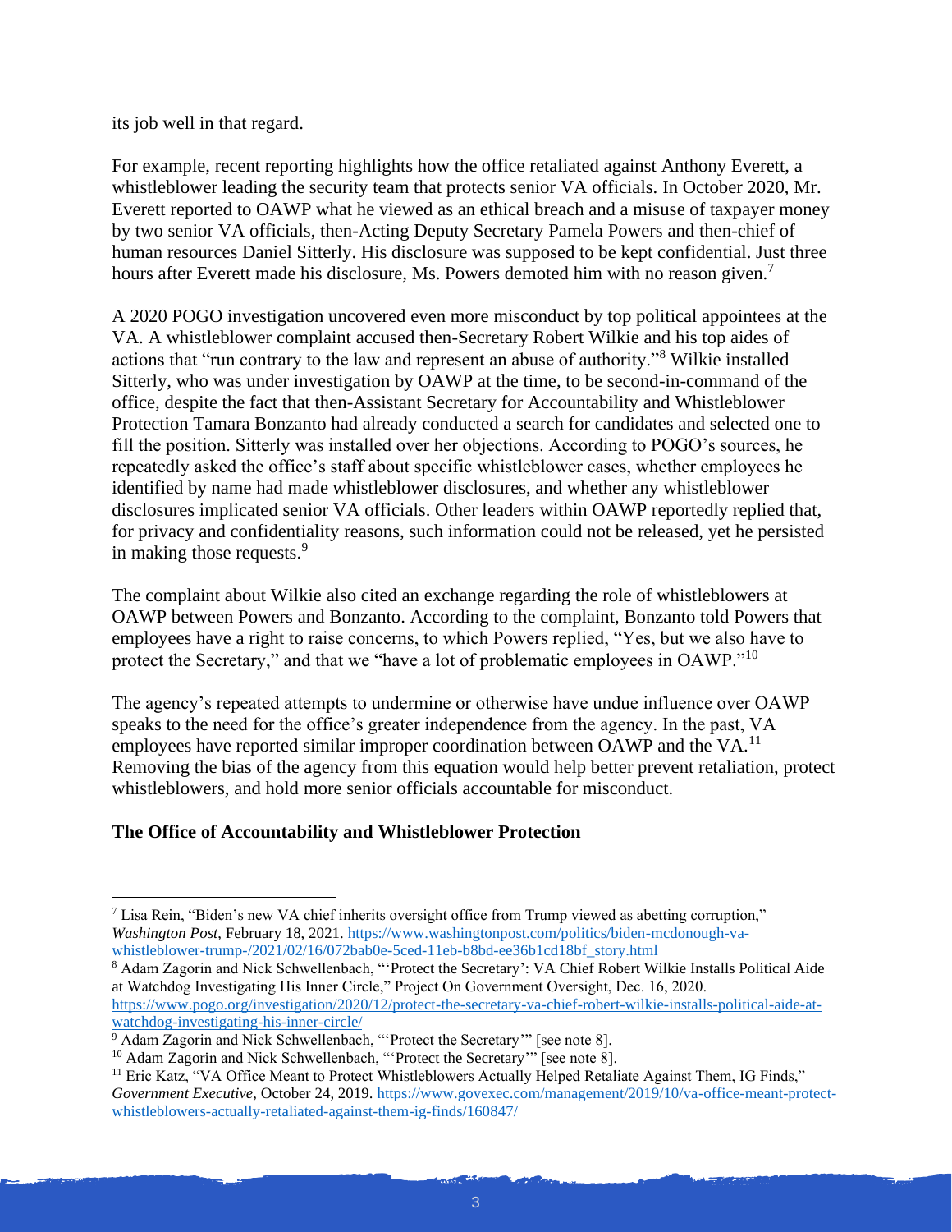its job well in that regard.

For example, recent reporting highlights how the office retaliated against Anthony Everett, a whistleblower leading the security team that protects senior VA officials. In October 2020, Mr. Everett reported to OAWP what he viewed as an ethical breach and a misuse of taxpayer money by two senior VA officials, then-Acting Deputy Secretary Pamela Powers and then-chief of human resources Daniel Sitterly. His disclosure was supposed to be kept confidential. Just three hours after Everett made his disclosure, Ms. Powers demoted him with no reason given.[7]

A 2020 POGO investigation uncovered even more misconduct by top political appointees at the VA. A whistleblower complaint accused then-Secretary Robert Wilkie and his top aides of actions that "run contrary to the law and represent an abuse of authority."[8] Wilkie installed Sitterly, who was under investigation by OAWP at the time, to be second-in-command of the office, despite the fact that then-Assistant Secretary for Accountability and Whistleblower Protection Tamara Bonzanto had already conducted a search for candidates and selected one to fill the position. Sitterly was installed over her objections. According to POGO's sources, he repeatedly asked the office's staff about specific whistleblower cases, whether employees he identified by name had made whistleblower disclosures, and whether any whistleblower disclosures implicated senior VA officials. Other leaders within OAWP reportedly replied that, for privacy and confidentiality reasons, such information could not be released, yet he persisted in making those requests.[9]

The complaint about Wilkie also cited an exchange regarding the role of whistleblowers at OAWP between Powers and Bonzanto. According to the complaint, Bonzanto told Powers that employees have a right to raise concerns, to which Powers replied, "Yes, but we also have to protect the Secretary," and that we "have a lot of problematic employees in OAWP."[10]

The agency's repeated attempts to undermine or otherwise have undue influence over OAWP speaks to the need for the office's greater independence from the agency. In the past, VA employees have reported similar improper coordination between OAWP and the VA.[11] Removing the bias of the agency from this equation would help better prevent retaliation, protect whistleblowers, and hold more senior officials accountable for misconduct.

**The Office of Accountability and Whistleblower Protection**

---

[7] Lisa Rein, "Biden's new VA chief inherits oversight office from Trump viewed as abetting corruption," *Washington Post*, February 18, 2021. https://www.washingtonpost.com/politics/biden-mcdonough-va-whistleblower-trump-/2021/02/16/072bab0e-5ced-11eb-b8bd-ee36b1cd18bf_story.html

[8] Adam Zagorin and Nick Schwellenbach, "'Protect the Secretary': VA Chief Robert Wilkie Installs Political Aide at Watchdog Investigating His Inner Circle," Project On Government Oversight, Dec. 16, 2020. https://www.pogo.org/investigation/2020/12/protect-the-secretary-va-chief-robert-wilkie-installs-political-aide-at-watchdog-investigating-his-inner-circle/

[9] Adam Zagorin and Nick Schwellenbach, "'Protect the Secretary'" [see note 8].

[10] Adam Zagorin and Nick Schwellenbach, "'Protect the Secretary'" [see note 8].

[11] Eric Katz, "VA Office Meant to Protect Whistleblowers Actually Helped Retaliate Against Them, IG Finds," *Government Executive*, October 24, 2019. https://www.govexec.com/management/2019/10/va-office-meant-protect-whistleblowers-actually-retaliated-against-them-ig-finds/160847/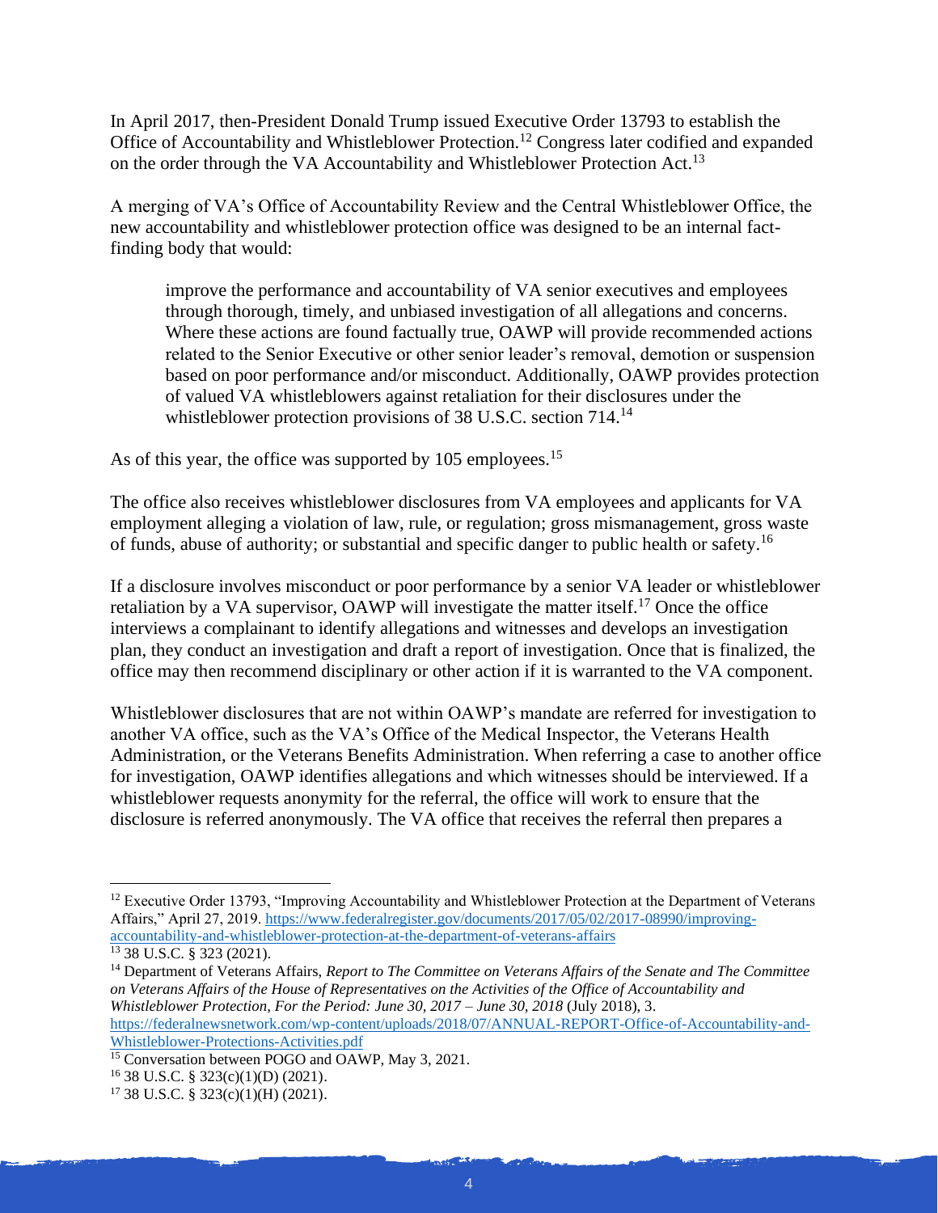In April 2017, then-President Donald Trump issued Executive Order 13793 to establish the Office of Accountability and Whistleblower Protection.[12] Congress later codified and expanded on the order through the VA Accountability and Whistleblower Protection Act.[13]

A merging of VA's Office of Accountability Review and the Central Whistleblower Office, the new accountability and whistleblower protection office was designed to be an internal fact-finding body that would:

> improve the performance and accountability of VA senior executives and employees through thorough, timely, and unbiased investigation of all allegations and concerns. Where these actions are found factually true, OAWP will provide recommended actions related to the Senior Executive or other senior leader's removal, demotion or suspension based on poor performance and/or misconduct. Additionally, OAWP provides protection of valued VA whistleblowers against retaliation for their disclosures under the whistleblower protection provisions of 38 U.S.C. section 714.[14]

As of this year, the office was supported by 105 employees.[15]

The office also receives whistleblower disclosures from VA employees and applicants for VA employment alleging a violation of law, rule, or regulation; gross mismanagement, gross waste of funds, abuse of authority; or substantial and specific danger to public health or safety.[16]

If a disclosure involves misconduct or poor performance by a senior VA leader or whistleblower retaliation by a VA supervisor, OAWP will investigate the matter itself.[17] Once the office interviews a complainant to identify allegations and witnesses and develops an investigation plan, they conduct an investigation and draft a report of investigation. Once that is finalized, the office may then recommend disciplinary or other action if it is warranted to the VA component.

Whistleblower disclosures that are not within OAWP's mandate are referred for investigation to another VA office, such as the VA's Office of the Medical Inspector, the Veterans Health Administration, or the Veterans Benefits Administration. When referring a case to another office for investigation, OAWP identifies allegations and which witnesses should be interviewed. If a whistleblower requests anonymity for the referral, the office will work to ensure that the disclosure is referred anonymously. The VA office that receives the referral then prepares a

---

[12] Executive Order 13793, "Improving Accountability and Whistleblower Protection at the Department of Veterans Affairs," April 27, 2019. https://www.federalregister.gov/documents/2017/05/02/2017-08990/improving-accountability-and-whistleblower-protection-at-the-department-of-veterans-affairs

[13] 38 U.S.C. § 323 (2021).

[14] Department of Veterans Affairs, *Report to The Committee on Veterans Affairs of the Senate and The Committee on Veterans Affairs of the House of Representatives on the Activities of the Office of Accountability and Whistleblower Protection, For the Period: June 30, 2017 – June 30, 2018* (July 2018), 3. https://federalnewsnetwork.com/wp-content/uploads/2018/07/ANNUAL-REPORT-Office-of-Accountability-and-Whistleblower-Protections-Activities.pdf

[15] Conversation between POGO and OAWP, May 3, 2021.

[16] 38 U.S.C. § 323(c)(1)(D) (2021).

[17] 38 U.S.C. § 323(c)(1)(H) (2021).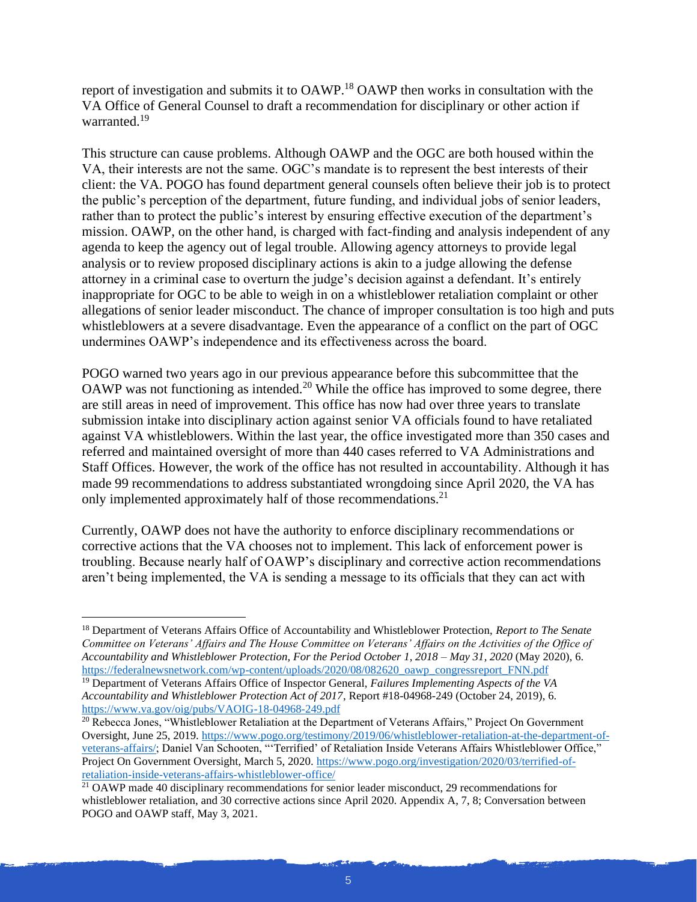report of investigation and submits it to OAWP.[18] OAWP then works in consultation with the VA Office of General Counsel to draft a recommendation for disciplinary or other action if warranted.[19]

This structure can cause problems. Although OAWP and the OGC are both housed within the VA, their interests are not the same. OGC's mandate is to represent the best interests of their client: the VA. POGO has found department general counsels often believe their job is to protect the public's perception of the department, future funding, and individual jobs of senior leaders, rather than to protect the public's interest by ensuring effective execution of the department's mission. OAWP, on the other hand, is charged with fact-finding and analysis independent of any agenda to keep the agency out of legal trouble. Allowing agency attorneys to provide legal analysis or to review proposed disciplinary actions is akin to a judge allowing the defense attorney in a criminal case to overturn the judge's decision against a defendant. It's entirely inappropriate for OGC to be able to weigh in on a whistleblower retaliation complaint or other allegations of senior leader misconduct. The chance of improper consultation is too high and puts whistleblowers at a severe disadvantage. Even the appearance of a conflict on the part of OGC undermines OAWP's independence and its effectiveness across the board.

POGO warned two years ago in our previous appearance before this subcommittee that the OAWP was not functioning as intended.[20] While the office has improved to some degree, there are still areas in need of improvement. This office has now had over three years to translate submission intake into disciplinary action against senior VA officials found to have retaliated against VA whistleblowers. Within the last year, the office investigated more than 350 cases and referred and maintained oversight of more than 440 cases referred to VA Administrations and Staff Offices. However, the work of the office has not resulted in accountability. Although it has made 99 recommendations to address substantiated wrongdoing since April 2020, the VA has only implemented approximately half of those recommendations.[21]

Currently, OAWP does not have the authority to enforce disciplinary recommendations or corrective actions that the VA chooses not to implement. This lack of enforcement power is troubling. Because nearly half of OAWP's disciplinary and corrective action recommendations aren't being implemented, the VA is sending a message to its officials that they can act with

---

[18] Department of Veterans Affairs Office of Accountability and Whistleblower Protection, *Report to The Senate Committee on Veterans' Affairs and The House Committee on Veterans' Affairs on the Activities of the Office of Accountability and Whistleblower Protection, For the Period October 1, 2018 – May 31, 2020* (May 2020), 6. https://federalnewsnetwork.com/wp-content/uploads/2020/08/082620_oawp_congressreport_FNN.pdf

[19] Department of Veterans Affairs Office of Inspector General, *Failures Implementing Aspects of the VA Accountability and Whistleblower Protection Act of 2017*, Report #18-04968-249 (October 24, 2019), 6. https://www.va.gov/oig/pubs/VAOIG-18-04968-249.pdf

[20] Rebecca Jones, "Whistleblower Retaliation at the Department of Veterans Affairs," Project On Government Oversight, June 25, 2019. https://www.pogo.org/testimony/2019/06/whistleblower-retaliation-at-the-department-of-veterans-affairs/; Daniel Van Schooten, "'Terrified' of Retaliation Inside Veterans Affairs Whistleblower Office," Project On Government Oversight, March 5, 2020. https://www.pogo.org/investigation/2020/03/terrified-of-retaliation-inside-veterans-affairs-whistleblower-office/

[21] OAWP made 40 disciplinary recommendations for senior leader misconduct, 29 recommendations for whistleblower retaliation, and 30 corrective actions since April 2020. Appendix A, 7, 8; Conversation between POGO and OAWP staff, May 3, 2021.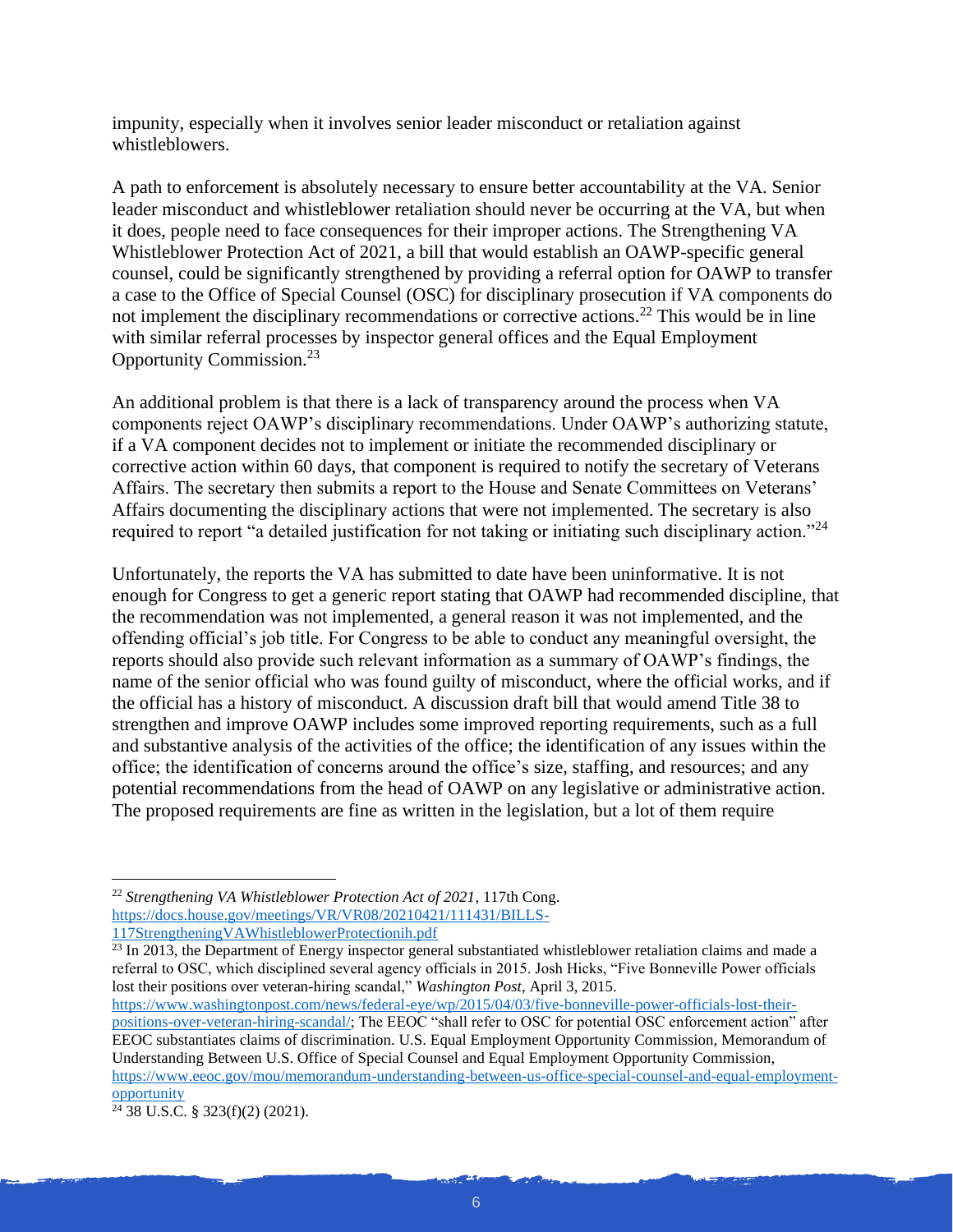impunity, especially when it involves senior leader misconduct or retaliation against whistleblowers.

A path to enforcement is absolutely necessary to ensure better accountability at the VA. Senior leader misconduct and whistleblower retaliation should never be occurring at the VA, but when it does, people need to face consequences for their improper actions. The Strengthening VA Whistleblower Protection Act of 2021, a bill that would establish an OAWP-specific general counsel, could be significantly strengthened by providing a referral option for OAWP to transfer a case to the Office of Special Counsel (OSC) for disciplinary prosecution if VA components do not implement the disciplinary recommendations or corrective actions.[22] This would be in line with similar referral processes by inspector general offices and the Equal Employment Opportunity Commission.[23]

An additional problem is that there is a lack of transparency around the process when VA components reject OAWP's disciplinary recommendations. Under OAWP's authorizing statute, if a VA component decides not to implement or initiate the recommended disciplinary or corrective action within 60 days, that component is required to notify the secretary of Veterans Affairs. The secretary then submits a report to the House and Senate Committees on Veterans' Affairs documenting the disciplinary actions that were not implemented. The secretary is also required to report "a detailed justification for not taking or initiating such disciplinary action."[24]

Unfortunately, the reports the VA has submitted to date have been uninformative. It is not enough for Congress to get a generic report stating that OAWP had recommended discipline, that the recommendation was not implemented, a general reason it was not implemented, and the offending official's job title. For Congress to be able to conduct any meaningful oversight, the reports should also provide such relevant information as a summary of OAWP's findings, the name of the senior official who was found guilty of misconduct, where the official works, and if the official has a history of misconduct. A discussion draft bill that would amend Title 38 to strengthen and improve OAWP includes some improved reporting requirements, such as a full and substantive analysis of the activities of the office; the identification of any issues within the office; the identification of concerns around the office's size, staffing, and resources; and any potential recommendations from the head of OAWP on any legislative or administrative action. The proposed requirements are fine as written in the legislation, but a lot of them require

---

[22] *Strengthening VA Whistleblower Protection Act of 2021*, 117th Cong. https://docs.house.gov/meetings/VR/VR08/20210421/111431/BILLS-117StrengtheningVAWhistleblowerProtectionih.pdf

[23] In 2013, the Department of Energy inspector general substantiated whistleblower retaliation claims and made a referral to OSC, which disciplined several agency officials in 2015. Josh Hicks, "Five Bonneville Power officials lost their positions over veteran-hiring scandal," *Washington Post*, April 3, 2015. https://www.washingtonpost.com/news/federal-eye/wp/2015/04/03/five-bonneville-power-officials-lost-their-positions-over-veteran-hiring-scandal/; The EEOC "shall refer to OSC for potential OSC enforcement action" after EEOC substantiates claims of discrimination. U.S. Equal Employment Opportunity Commission, Memorandum of Understanding Between U.S. Office of Special Counsel and Equal Employment Opportunity Commission, https://www.eeoc.gov/mou/memorandum-understanding-between-us-office-special-counsel-and-equal-employment-opportunity

[24] 38 U.S.C. § 323(f)(2) (2021).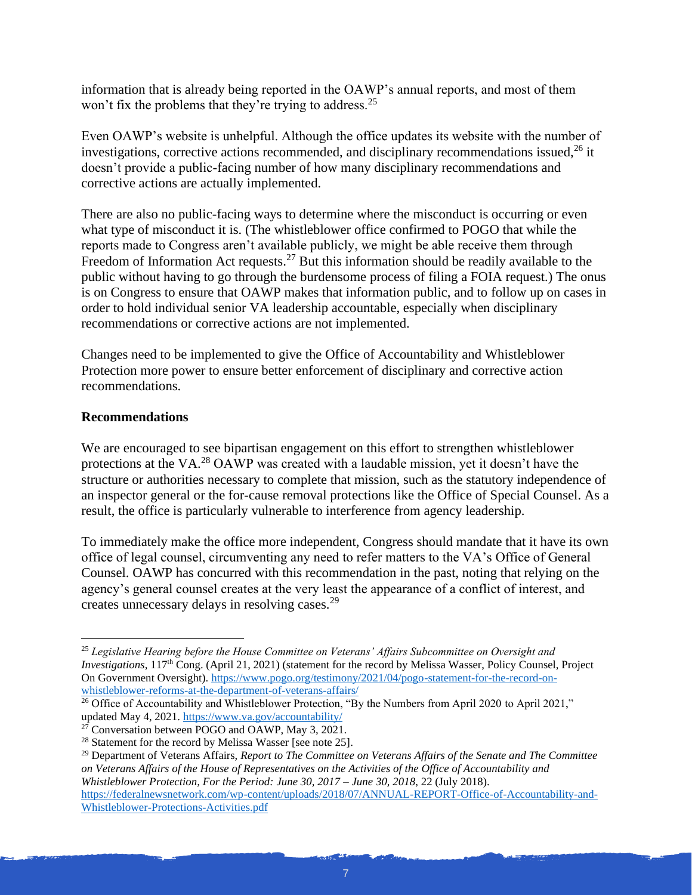information that is already being reported in the OAWP's annual reports, and most of them won't fix the problems that they're trying to address.[25]

Even OAWP's website is unhelpful. Although the office updates its website with the number of investigations, corrective actions recommended, and disciplinary recommendations issued,[26] it doesn't provide a public-facing number of how many disciplinary recommendations and corrective actions are actually implemented.

There are also no public-facing ways to determine where the misconduct is occurring or even what type of misconduct it is. (The whistleblower office confirmed to POGO that while the reports made to Congress aren't available publicly, we might be able receive them through Freedom of Information Act requests.[27] But this information should be readily available to the public without having to go through the burdensome process of filing a FOIA request.) The onus is on Congress to ensure that OAWP makes that information public, and to follow up on cases in order to hold individual senior VA leadership accountable, especially when disciplinary recommendations or corrective actions are not implemented.

Changes need to be implemented to give the Office of Accountability and Whistleblower Protection more power to ensure better enforcement of disciplinary and corrective action recommendations.

**Recommendations**

We are encouraged to see bipartisan engagement on this effort to strengthen whistleblower protections at the VA.[28] OAWP was created with a laudable mission, yet it doesn't have the structure or authorities necessary to complete that mission, such as the statutory independence of an inspector general or the for-cause removal protections like the Office of Special Counsel. As a result, the office is particularly vulnerable to interference from agency leadership.

To immediately make the office more independent, Congress should mandate that it have its own office of legal counsel, circumventing any need to refer matters to the VA's Office of General Counsel. OAWP has concurred with this recommendation in the past, noting that relying on the agency's general counsel creates at the very least the appearance of a conflict of interest, and creates unnecessary delays in resolving cases.[29]

---

[25] *Legislative Hearing before the House Committee on Veterans' Affairs Subcommittee on Oversight and Investigations*, 117th Cong. (April 21, 2021) (statement for the record by Melissa Wasser, Policy Counsel, Project On Government Oversight). https://www.pogo.org/testimony/2021/04/pogo-statement-for-the-record-on-whistleblower-reforms-at-the-department-of-veterans-affairs/

[26] Office of Accountability and Whistleblower Protection, "By the Numbers from April 2020 to April 2021," updated May 4, 2021. https://www.va.gov/accountability/

[27] Conversation between POGO and OAWP, May 3, 2021.

[28] Statement for the record by Melissa Wasser [see note 25].

[29] Department of Veterans Affairs, *Report to The Committee on Veterans Affairs of the Senate and The Committee on Veterans Affairs of the House of Representatives on the Activities of the Office of Accountability and Whistleblower Protection, For the Period: June 30, 2017 – June 30, 2018*, 22 (July 2018). https://federalnewsnetwork.com/wp-content/uploads/2018/07/ANNUAL-REPORT-Office-of-Accountability-and-Whistleblower-Protections-Activities.pdf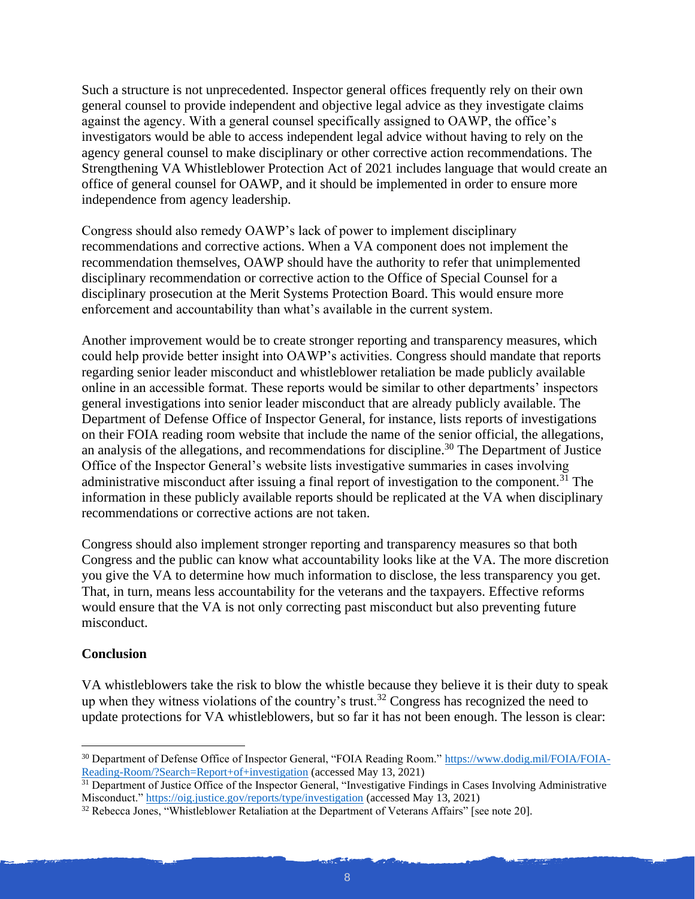Such a structure is not unprecedented. Inspector general offices frequently rely on their own general counsel to provide independent and objective legal advice as they investigate claims against the agency. With a general counsel specifically assigned to OAWP, the office's investigators would be able to access independent legal advice without having to rely on the agency general counsel to make disciplinary or other corrective action recommendations. The Strengthening VA Whistleblower Protection Act of 2021 includes language that would create an office of general counsel for OAWP, and it should be implemented in order to ensure more independence from agency leadership.

Congress should also remedy OAWP's lack of power to implement disciplinary recommendations and corrective actions. When a VA component does not implement the recommendation themselves, OAWP should have the authority to refer that unimplemented disciplinary recommendation or corrective action to the Office of Special Counsel for a disciplinary prosecution at the Merit Systems Protection Board. This would ensure more enforcement and accountability than what's available in the current system.

Another improvement would be to create stronger reporting and transparency measures, which could help provide better insight into OAWP's activities. Congress should mandate that reports regarding senior leader misconduct and whistleblower retaliation be made publicly available online in an accessible format. These reports would be similar to other departments' inspectors general investigations into senior leader misconduct that are already publicly available. The Department of Defense Office of Inspector General, for instance, lists reports of investigations on their FOIA reading room website that include the name of the senior official, the allegations, an analysis of the allegations, and recommendations for discipline.[30] The Department of Justice Office of the Inspector General's website lists investigative summaries in cases involving administrative misconduct after issuing a final report of investigation to the component.[31] The information in these publicly available reports should be replicated at the VA when disciplinary recommendations or corrective actions are not taken.

Congress should also implement stronger reporting and transparency measures so that both Congress and the public can know what accountability looks like at the VA. The more discretion you give the VA to determine how much information to disclose, the less transparency you get. That, in turn, means less accountability for the veterans and the taxpayers. Effective reforms would ensure that the VA is not only correcting past misconduct but also preventing future misconduct.

**Conclusion**

VA whistleblowers take the risk to blow the whistle because they believe it is their duty to speak up when they witness violations of the country's trust.[32] Congress has recognized the need to update protections for VA whistleblowers, but so far it has not been enough. The lesson is clear:

---

[30] Department of Defense Office of Inspector General, "FOIA Reading Room." https://www.dodig.mil/FOIA/FOIA-Reading-Room/?Search=Report+of+investigation (accessed May 13, 2021)

[31] Department of Justice Office of the Inspector General, "Investigative Findings in Cases Involving Administrative Misconduct." https://oig.justice.gov/reports/type/investigation (accessed May 13, 2021)

[32] Rebecca Jones, "Whistleblower Retaliation at the Department of Veterans Affairs" [see note 20].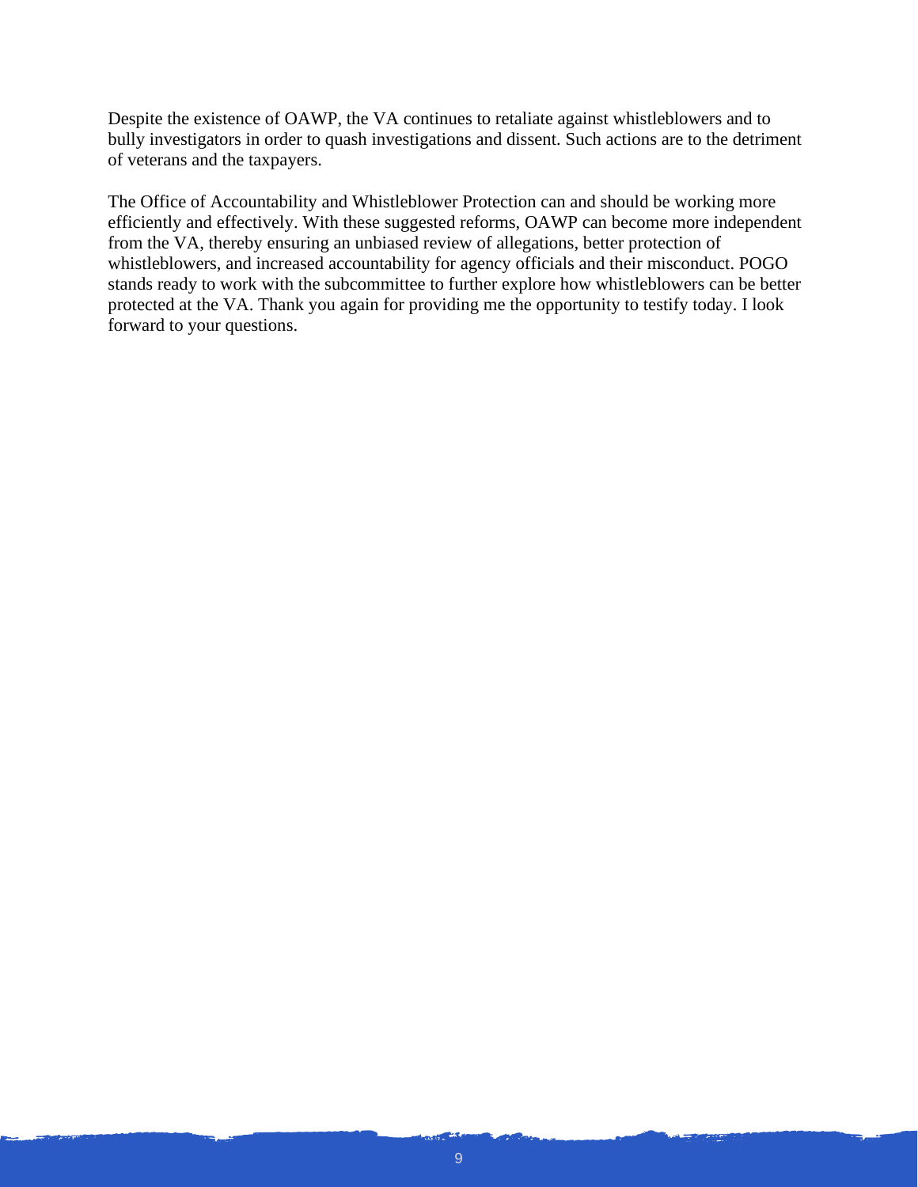Despite the existence of OAWP, the VA continues to retaliate against whistleblowers and to bully investigators in order to quash investigations and dissent. Such actions are to the detriment of veterans and the taxpayers.

The Office of Accountability and Whistleblower Protection can and should be working more efficiently and effectively. With these suggested reforms, OAWP can become more independent from the VA, thereby ensuring an unbiased review of allegations, better protection of whistleblowers, and increased accountability for agency officials and their misconduct. POGO stands ready to work with the subcommittee to further explore how whistleblowers can be better protected at the VA. Thank you again for providing me the opportunity to testify today. I look forward to your questions.